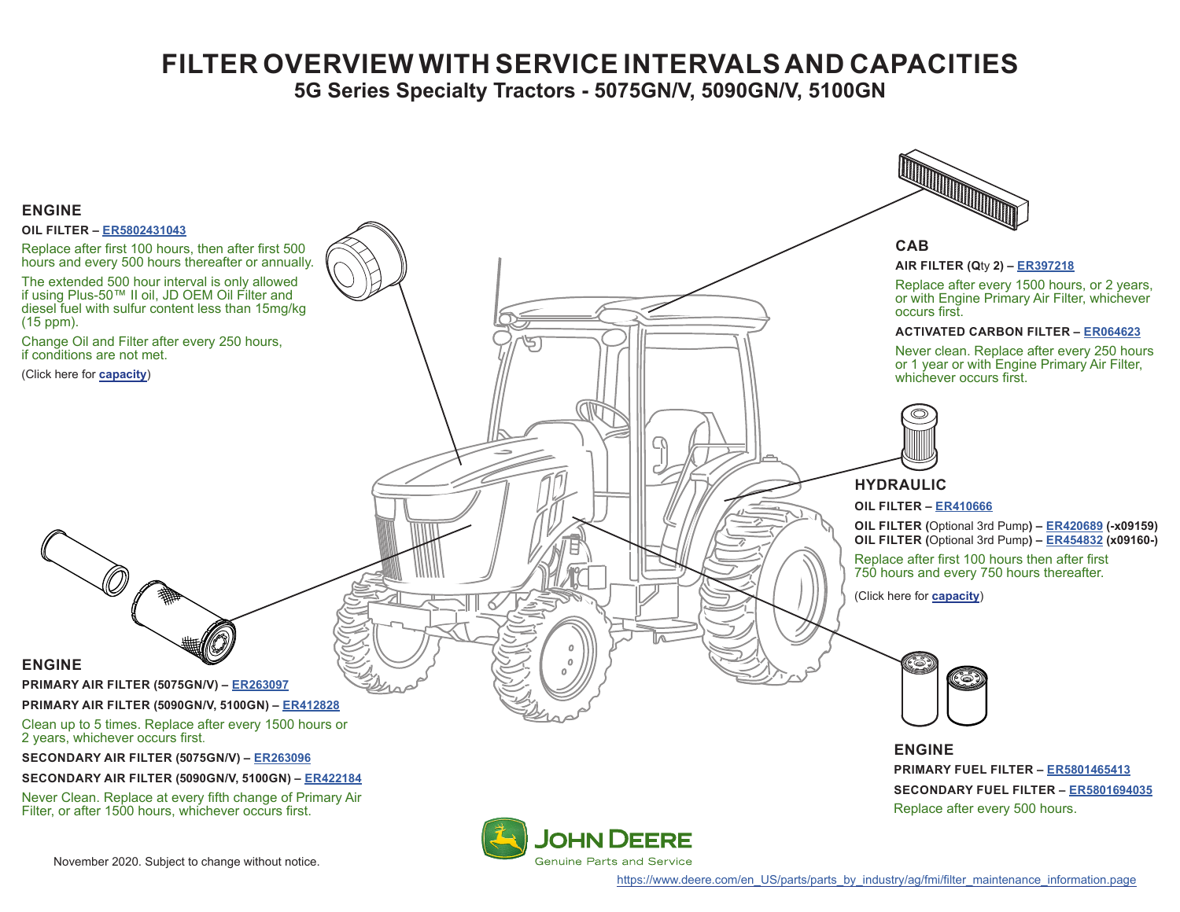# FILTER OVERVIEW WITH SERVICE INTERVALS AND CAPACITIES

## 5G Series Specialty Tractors - 5075GN/V, 5090GN/V, 5100GN

### ENGINE

**OIL FILTER – ER5802431043**

Replace after first 100 hours, then after first 500 hours and every 500 hours thereafter or annually.

The extended 500 hour interval is only allowed if using Plus-50™ II oil, JD OEM Oil Filter and diesel fuel with sulfur content less than 15mg/kg (15 ppm).

Change Oil and Filter after every 250 hours, if conditions are not met.

(Click here for **capacity**)

### ENGINE

**PRIMARY AIR FILTER (5075GN/V) – ER263097**

**PRIMARY AIR FILTER (5090GN/V, 5100GN) – ER412828**

Clean up to 5 times. Replace after every 1500 hours or 2 years, whichever occurs first.

**SECONDARY AIR FILTER (5075GN/V) – ER263096**

**SECONDARY AIR FILTER (5090GN/V, 5100GN) – ER422184**

Never Clean. Replace at every fifth change of Primary Air Filter, or after 1500 hours, whichever occurs first.

### CAB

**AIR FILTER (Qty 2) – ER397218**

Replace after every 1500 hours, or 2 years, or with Engine Primary Air Filter, whichever occurs first.

**ACTIVATED CARBON FILTER – ER064623**

Never clean. Replace after every 250 hours or 1 year or with Engine Primary Air Filter, whichever occurs first.

### HYDRAULIC

**OIL FILTER – ER410666**

**OIL FILTER (**Optional 3rd Pump**) – ER420689 (-x09159)**
**OIL FILTER (**Optional 3rd Pump**) – ER454832 (x09160-)**

Replace after first 100 hours then after first 750 hours and every 750 hours thereafter.

(Click here for **capacity**)

### ENGINE

**PRIMARY FUEL FILTER – ER5801465413**

**SECONDARY FUEL FILTER – ER5801694035**

Replace after every 500 hours.

November 2020. Subject to change without notice.

JOHN DEERE
Genuine Parts and Service

https://www.deere.com/en_US/parts/parts_by_industry/ag/fmi/filter_maintenance_information.page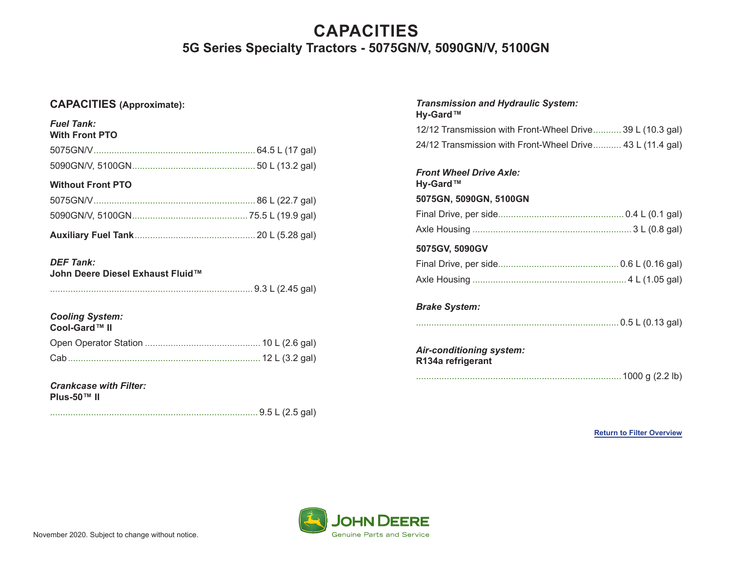# CAPACITIES

## 5G Series Specialty Tractors - 5075GN/V, 5090GN/V, 5100GN

### CAPACITIES (Approximate):

*Fuel Tank:*
**With Front PTO**

5075GN/V .......... 64.5 L (17 gal)

5090GN/V, 5100GN .......... 50 L (13.2 gal)

**Without Front PTO**

5075GN/V .......... 86 L (22.7 gal)

5090GN/V, 5100GN .......... 75.5 L (19.9 gal)

**Auxiliary Fuel Tank** .......... 20 L (5.28 gal)

*DEF Tank:*
**John Deere Diesel Exhaust Fluid™**

.......... 9.3 L (2.45 gal)

*Cooling System:*
**Cool-Gard™ II**

Open Operator Station .......... 10 L (2.6 gal)

Cab .......... 12 L (3.2 gal)

*Crankcase with Filter:*
**Plus-50™ II**

.......... 9.5 L (2.5 gal)

*Transmission and Hydraulic System:*
**Hy-Gard™**

12/12 Transmission with Front-Wheel Drive .......... 39 L (10.3 gal)

24/12 Transmission with Front-Wheel Drive .......... 43 L (11.4 gal)

*Front Wheel Drive Axle:*
**Hy-Gard™**

**5075GN, 5090GN, 5100GN**

Final Drive, per side .......... 0.4 L (0.1 gal)

Axle Housing .......... 3 L (0.8 gal)

**5075GV, 5090GV**

Final Drive, per side .......... 0.6 L (0.16 gal)

Axle Housing .......... 4 L (1.05 gal)

*Brake System:*

.......... 0.5 L (0.13 gal)

*Air-conditioning system:*
**R134a refrigerant**

.......... 1000 g (2.2 lb)

Return to Filter Overview

November 2020. Subject to change without notice.

JOHN DEERE
Genuine Parts and Service